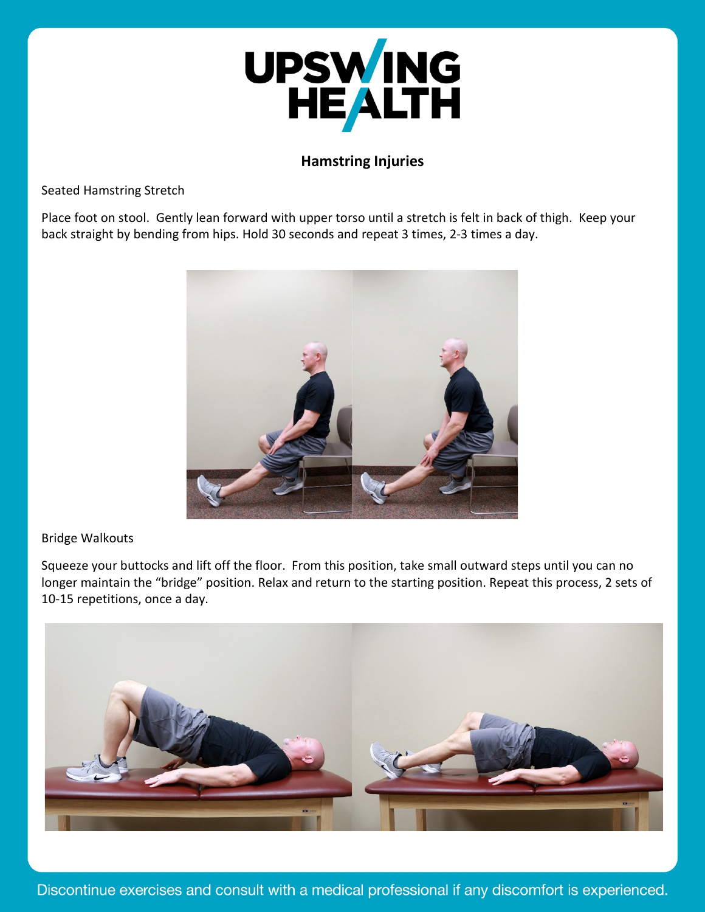# Hamstring Injuries

Seated Hamstring Stretch

Place foot on stool. Gently lean forward with upper torso until a stretch is felt in back of thigh. Keep your back straight by bending from hips. Hold 30 seconds and repeat 3 times, 2-3 times a day.

Bridge Walkouts

Squeeze your buttocks and lift off the floor. From this position, take small outward steps until you can no longer maintain the "bridge" position. Relax and return to the starting position. Repeat this process, 2 sets of 10-15 repetitions, once a day.

Discontinue exercises and consult with a medical professional if any discomfort is experienced.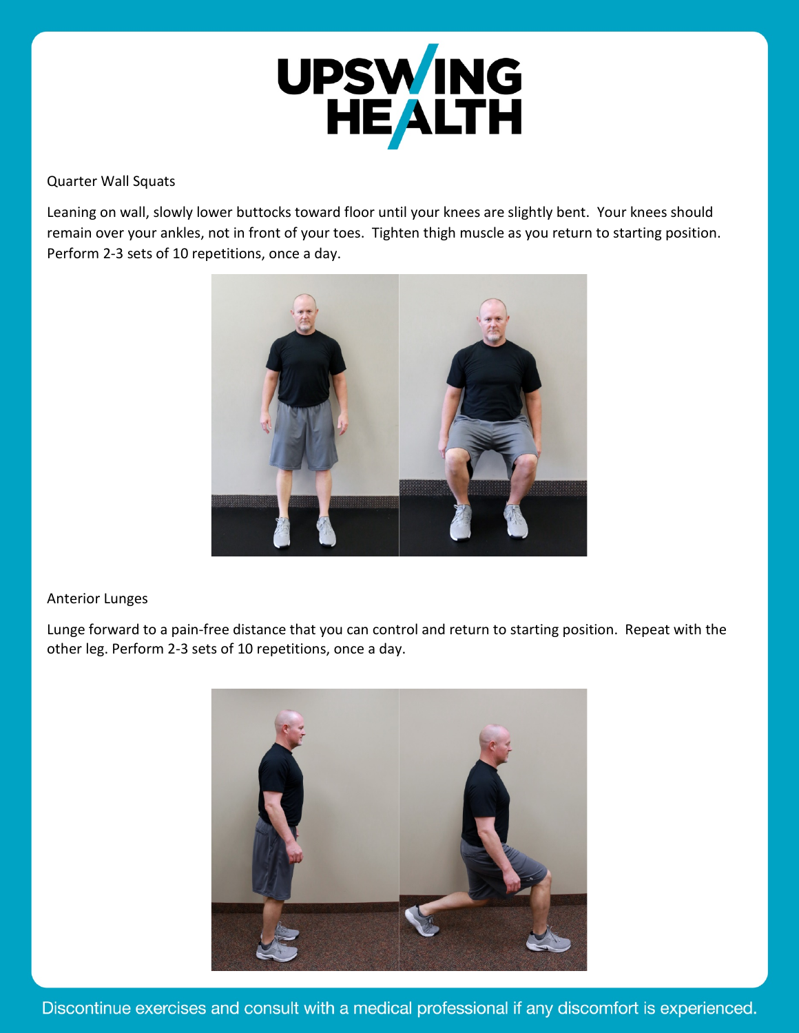Quarter Wall Squats

Leaning on wall, slowly lower buttocks toward floor until your knees are slightly bent. Your knees should remain over your ankles, not in front of your toes. Tighten thigh muscle as you return to starting position. Perform 2-3 sets of 10 repetitions, once a day.

Anterior Lunges

Lunge forward to a pain-free distance that you can control and return to starting position. Repeat with the other leg. Perform 2-3 sets of 10 repetitions, once a day.

Discontinue exercises and consult with a medical professional if any discomfort is experienced.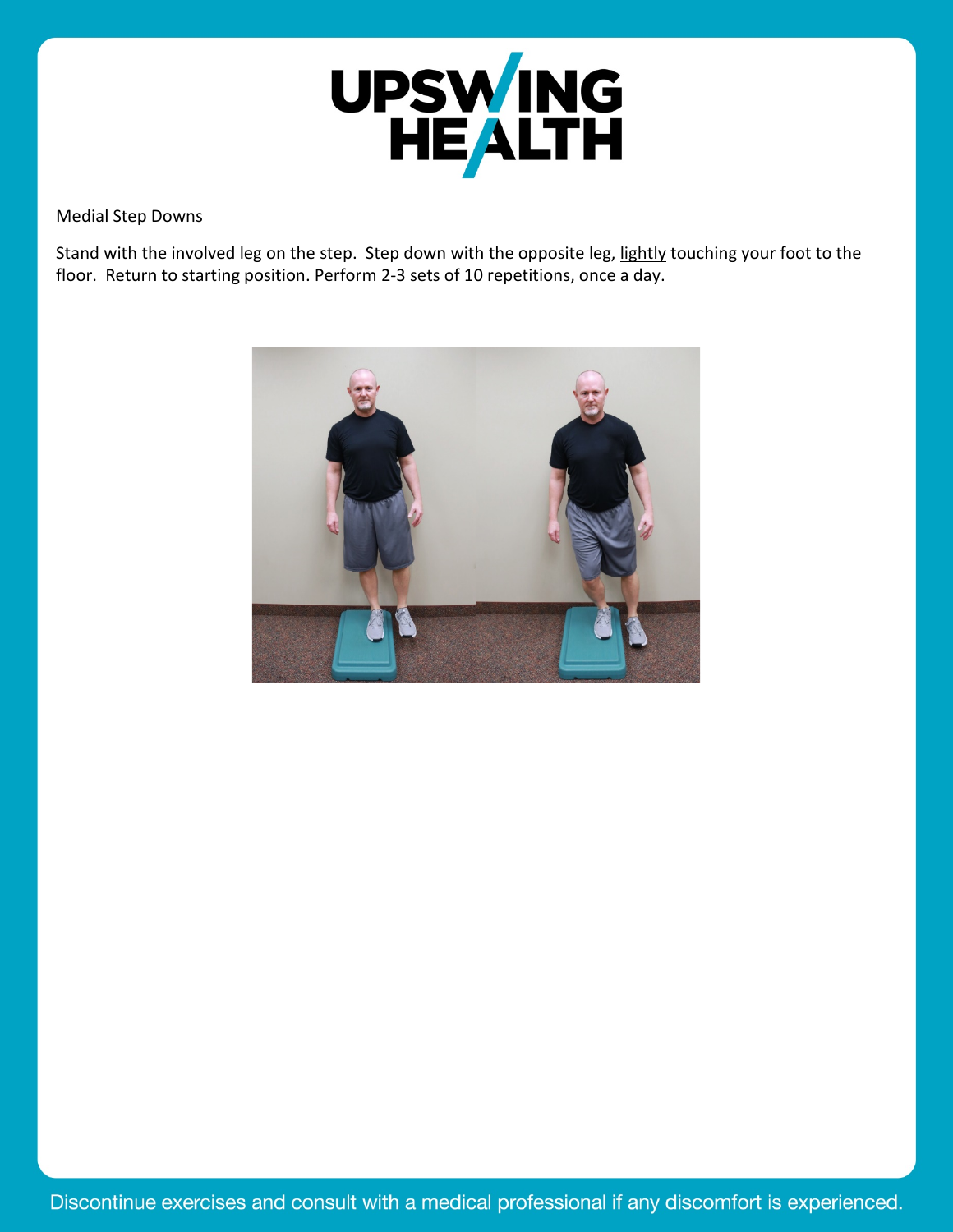Medial Step Downs

Stand with the involved leg on the step. Step down with the opposite leg, <u>lightly</u> touching your foot to the floor. Return to starting position. Perform 2-3 sets of 10 repetitions, once a day.

Discontinue exercises and consult with a medical professional if any discomfort is experienced.